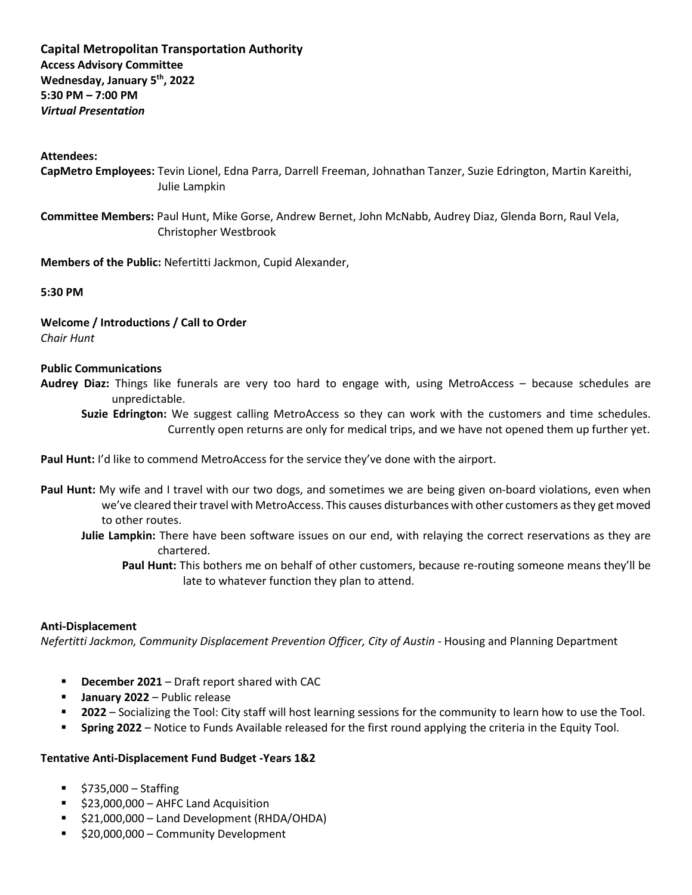**Capital Metropolitan Transportation Authority**
**Access Advisory Committee**
**Wednesday, January 5th, 2022**
**5:30 PM – 7:00 PM**
***Virtual Presentation***

**Attendees:**

**CapMetro Employees:** Tevin Lionel, Edna Parra, Darrell Freeman, Johnathan Tanzer, Suzie Edrington, Martin Kareithi, Julie Lampkin

**Committee Members:** Paul Hunt, Mike Gorse, Andrew Bernet, John McNabb, Audrey Diaz, Glenda Born, Raul Vela, Christopher Westbrook

**Members of the Public:** Nefertitti Jackmon, Cupid Alexander,

**5:30 PM**

**Welcome / Introductions / Call to Order**
*Chair Hunt*

**Public Communications**

**Audrey Diaz:** Things like funerals are very too hard to engage with, using MetroAccess – because schedules are unpredictable.

> **Suzie Edrington:** We suggest calling MetroAccess so they can work with the customers and time schedules. Currently open returns are only for medical trips, and we have not opened them up further yet.

**Paul Hunt:** I'd like to commend MetroAccess for the service they've done with the airport.

**Paul Hunt:** My wife and I travel with our two dogs, and sometimes we are being given on-board violations, even when we've cleared their travel with MetroAccess. This causes disturbances with other customers as they get moved to other routes.

> **Julie Lampkin:** There have been software issues on our end, with relaying the correct reservations as they are chartered.
>
> > **Paul Hunt:** This bothers me on behalf of other customers, because re-routing someone means they'll be late to whatever function they plan to attend.

**Anti-Displacement**
*Nefertitti Jackmon, Community Displacement Prevention Officer, City of Austin* - Housing and Planning Department

- **December 2021** – Draft report shared with CAC
- **January 2022** – Public release
- **2022** – Socializing the Tool: City staff will host learning sessions for the community to learn how to use the Tool.
- **Spring 2022** – Notice to Funds Available released for the first round applying the criteria in the Equity Tool.

**Tentative Anti-Displacement Fund Budget -Years 1&2**

- $735,000 – Staffing
- $23,000,000 – AHFC Land Acquisition
- $21,000,000 – Land Development (RHDA/OHDA)
- $20,000,000 – Community Development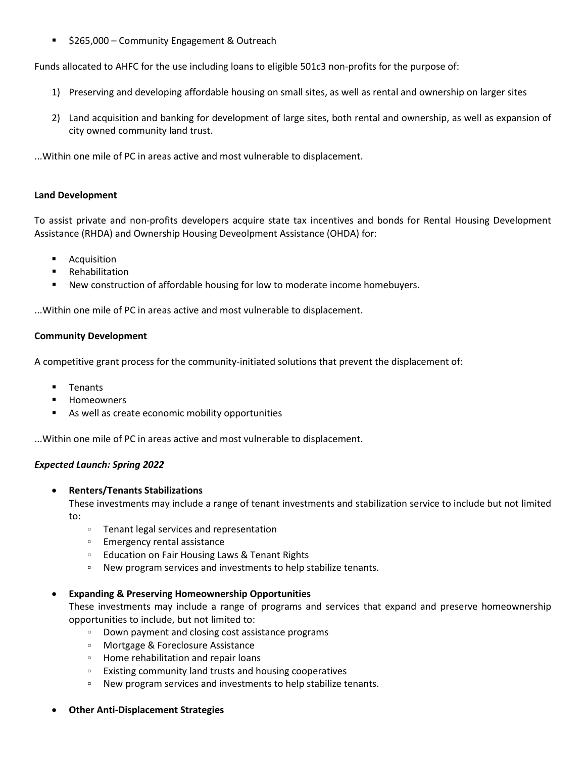- $265,000 – Community Engagement & Outreach

Funds allocated to AHFC for the use including loans to eligible 501c3 non-profits for the purpose of:

1) Preserving and developing affordable housing on small sites, as well as rental and ownership on larger sites
2) Land acquisition and banking for development of large sites, both rental and ownership, as well as expansion of city owned community land trust.

...Within one mile of PC in areas active and most vulnerable to displacement.

**Land Development**

To assist private and non-profits developers acquire state tax incentives and bonds for Rental Housing Development Assistance (RHDA) and Ownership Housing Deveolpment Assistance (OHDA) for:

- Acquisition
- Rehabilitation
- New construction of affordable housing for low to moderate income homebuyers.

...Within one mile of PC in areas active and most vulnerable to displacement.

**Community Development**

A competitive grant process for the community-initiated solutions that prevent the displacement of:

- Tenants
- Homeowners
- As well as create economic mobility opportunities

...Within one mile of PC in areas active and most vulnerable to displacement.

***Expected Launch: Spring 2022***

- **Renters/Tenants Stabilizations**
  These investments may include a range of tenant investments and stabilization service to include but not limited to:
  - Tenant legal services and representation
  - Emergency rental assistance
  - Education on Fair Housing Laws & Tenant Rights
  - New program services and investments to help stabilize tenants.
- **Expanding & Preserving Homeownership Opportunities**
  These investments may include a range of programs and services that expand and preserve homeownership opportunities to include, but not limited to:
  - Down payment and closing cost assistance programs
  - Mortgage & Foreclosure Assistance
  - Home rehabilitation and repair loans
  - Existing community land trusts and housing cooperatives
  - New program services and investments to help stabilize tenants.
- **Other Anti-Displacement Strategies**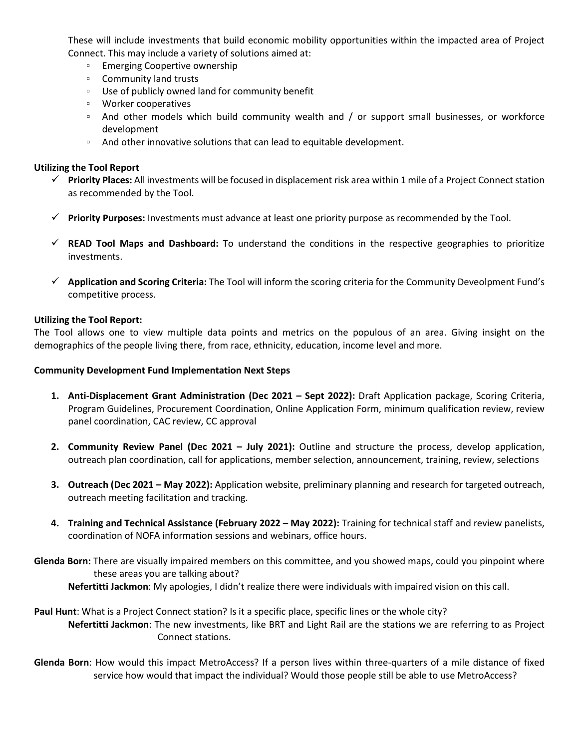These will include investments that build economic mobility opportunities within the impacted area of Project Connect. This may include a variety of solutions aimed at:

- Emerging Coopertive ownership
- Community land trusts
- Use of publicly owned land for community benefit
- Worker cooperatives
- And other models which build community wealth and / or support small businesses, or workforce development
- And other innovative solutions that can lead to equitable development.

**Utilizing the Tool Report**

- ✓ **Priority Places:** All investments will be focused in displacement risk area within 1 mile of a Project Connect station as recommended by the Tool.
- ✓ **Priority Purposes:** Investments must advance at least one priority purpose as recommended by the Tool.
- ✓ **READ Tool Maps and Dashboard:** To understand the conditions in the respective geographies to prioritize investments.
- ✓ **Application and Scoring Criteria:** The Tool will inform the scoring criteria for the Community Deveolpment Fund's competitive process.

**Utilizing the Tool Report:**

The Tool allows one to view multiple data points and metrics on the populous of an area. Giving insight on the demographics of the people living there, from race, ethnicity, education, income level and more.

**Community Development Fund Implementation Next Steps**

1. **Anti-Displacement Grant Administration (Dec 2021 – Sept 2022):** Draft Application package, Scoring Criteria, Program Guidelines, Procurement Coordination, Online Application Form, minimum qualification review, review panel coordination, CAC review, CC approval
2. **Community Review Panel (Dec 2021 – July 2021):** Outline and structure the process, develop application, outreach plan coordination, call for applications, member selection, announcement, training, review, selections
3. **Outreach (Dec 2021 – May 2022):** Application website, preliminary planning and research for targeted outreach, outreach meeting facilitation and tracking.
4. **Training and Technical Assistance (February 2022 – May 2022):** Training for technical staff and review panelists, coordination of NOFA information sessions and webinars, office hours.

**Glenda Born:** There are visually impaired members on this committee, and you showed maps, could you pinpoint where these areas you are talking about?

> **Nefertitti Jackmon**: My apologies, I didn't realize there were individuals with impaired vision on this call.

**Paul Hunt**: What is a Project Connect station? Is it a specific place, specific lines or the whole city?

> **Nefertitti Jackmon**: The new investments, like BRT and Light Rail are the stations we are referring to as Project Connect stations.

**Glenda Born**: How would this impact MetroAccess? If a person lives within three-quarters of a mile distance of fixed service how would that impact the individual? Would those people still be able to use MetroAccess?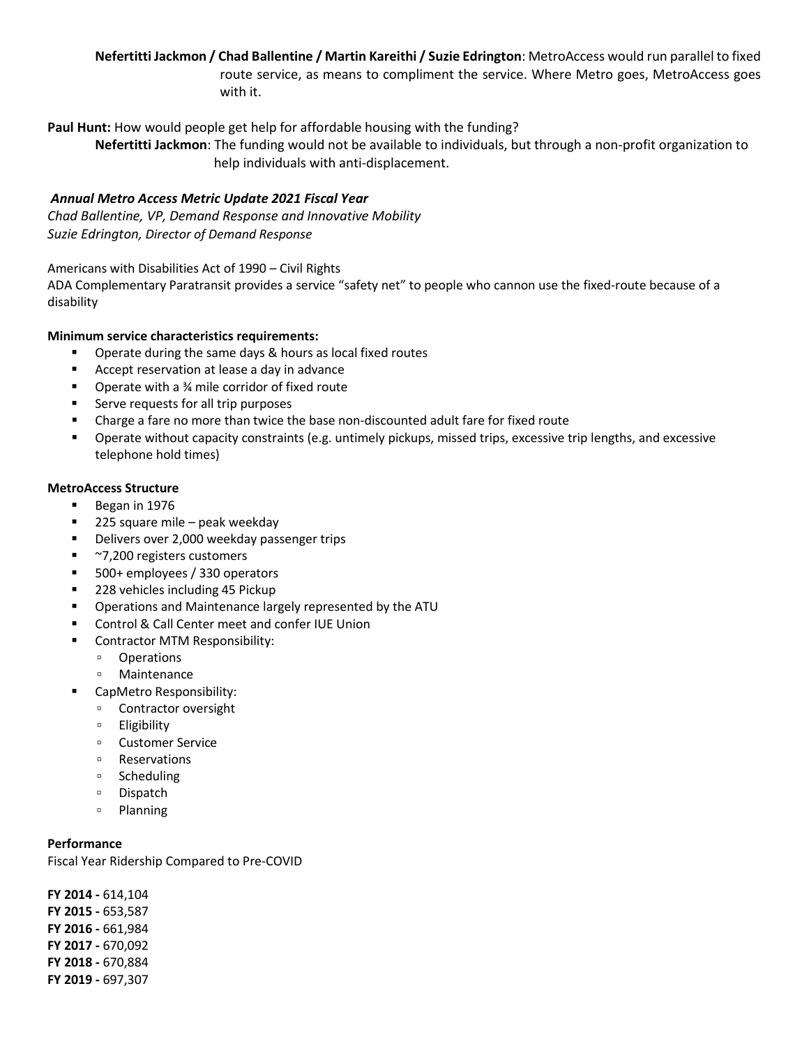**Nefertitti Jackmon / Chad Ballentine / Martin Kareithi / Suzie Edrington**: MetroAccess would run parallel to fixed route service, as means to compliment the service. Where Metro goes, MetroAccess goes with it.

**Paul Hunt:** How would people get help for affordable housing with the funding?

**Nefertitti Jackmon**: The funding would not be available to individuals, but through a non-profit organization to help individuals with anti-displacement.

***Annual Metro Access Metric Update 2021 Fiscal Year***

*Chad Ballentine, VP, Demand Response and Innovative Mobility*
*Suzie Edrington, Director of Demand Response*

Americans with Disabilities Act of 1990 – Civil Rights
ADA Complementary Paratransit provides a service "safety net" to people who cannon use the fixed-route because of a disability

**Minimum service characteristics requirements:**

- Operate during the same days & hours as local fixed routes
- Accept reservation at lease a day in advance
- Operate with a ¾ mile corridor of fixed route
- Serve requests for all trip purposes
- Charge a fare no more than twice the base non-discounted adult fare for fixed route
- Operate without capacity constraints (e.g. untimely pickups, missed trips, excessive trip lengths, and excessive telephone hold times)

**MetroAccess Structure**

- Began in 1976
- 225 square mile – peak weekday
- Delivers over 2,000 weekday passenger trips
- ~7,200 registers customers
- 500+ employees / 330 operators
- 228 vehicles including 45 Pickup
- Operations and Maintenance largely represented by the ATU
- Control & Call Center meet and confer IUE Union
- Contractor MTM Responsibility:
  - Operations
  - Maintenance
- CapMetro Responsibility:
  - Contractor oversight
  - Eligibility
  - Customer Service
  - Reservations
  - Scheduling
  - Dispatch
  - Planning

**Performance**

Fiscal Year Ridership Compared to Pre-COVID

**FY 2014 -** 614,104
**FY 2015 -** 653,587
**FY 2016 -** 661,984
**FY 2017 -** 670,092
**FY 2018 -** 670,884
**FY 2019 -** 697,307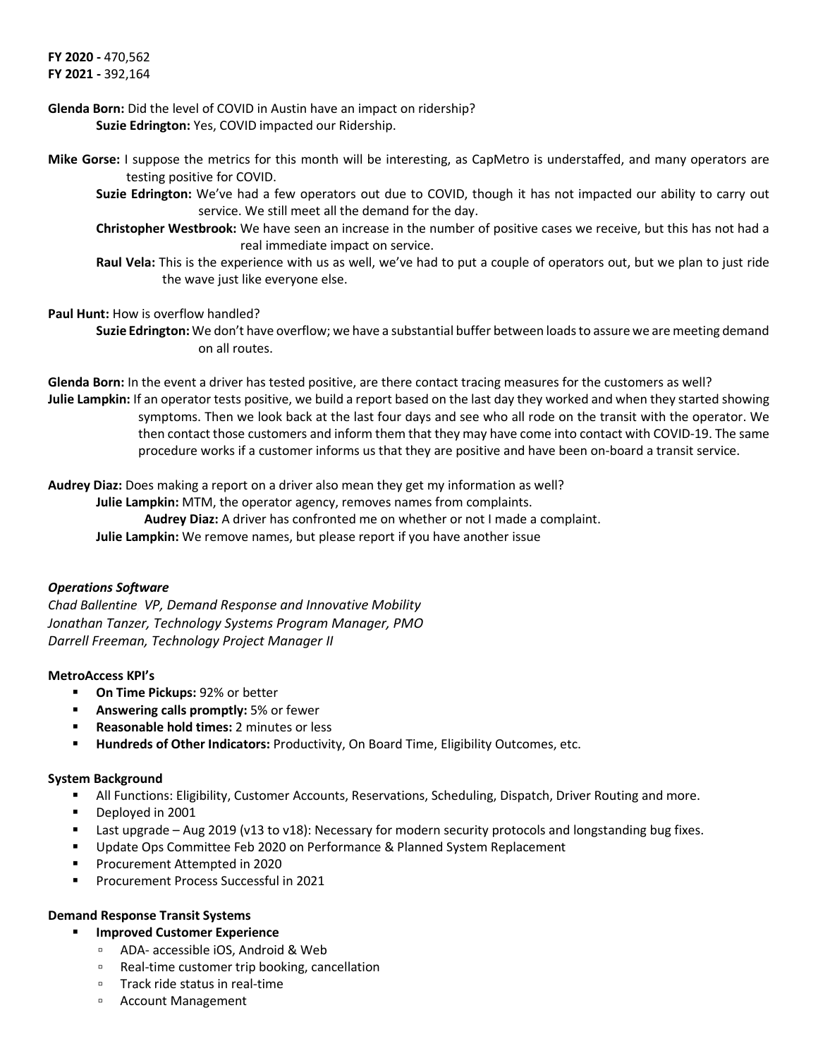**FY 2020 -** 470,562
**FY 2021 -** 392,164

**Glenda Born:** Did the level of COVID in Austin have an impact on ridership?

**Suzie Edrington:** Yes, COVID impacted our Ridership.

**Mike Gorse:** I suppose the metrics for this month will be interesting, as CapMetro is understaffed, and many operators are testing positive for COVID.

**Suzie Edrington:** We've had a few operators out due to COVID, though it has not impacted our ability to carry out service. We still meet all the demand for the day.

**Christopher Westbrook:** We have seen an increase in the number of positive cases we receive, but this has not had a real immediate impact on service.

**Raul Vela:** This is the experience with us as well, we've had to put a couple of operators out, but we plan to just ride the wave just like everyone else.

**Paul Hunt:** How is overflow handled?

**Suzie Edrington:** We don't have overflow; we have a substantial buffer between loads to assure we are meeting demand on all routes.

**Glenda Born:** In the event a driver has tested positive, are there contact tracing measures for the customers as well?

**Julie Lampkin:** If an operator tests positive, we build a report based on the last day they worked and when they started showing symptoms. Then we look back at the last four days and see who all rode on the transit with the operator. We then contact those customers and inform them that they may have come into contact with COVID-19. The same procedure works if a customer informs us that they are positive and have been on-board a transit service.

**Audrey Diaz:** Does making a report on a driver also mean they get my information as well?

**Julie Lampkin:** MTM, the operator agency, removes names from complaints.

**Audrey Diaz:** A driver has confronted me on whether or not I made a complaint.

**Julie Lampkin:** We remove names, but please report if you have another issue

***Operations Software***

*Chad Ballentine VP, Demand Response and Innovative Mobility*
*Jonathan Tanzer, Technology Systems Program Manager, PMO*
*Darrell Freeman, Technology Project Manager II*

**MetroAccess KPI's**

- **On Time Pickups:** 92% or better
- **Answering calls promptly:** 5% or fewer
- **Reasonable hold times:** 2 minutes or less
- **Hundreds of Other Indicators:** Productivity, On Board Time, Eligibility Outcomes, etc.

**System Background**

- All Functions: Eligibility, Customer Accounts, Reservations, Scheduling, Dispatch, Driver Routing and more.
- Deployed in 2001
- Last upgrade – Aug 2019 (v13 to v18): Necessary for modern security protocols and longstanding bug fixes.
- Update Ops Committee Feb 2020 on Performance & Planned System Replacement
- Procurement Attempted in 2020
- Procurement Process Successful in 2021

**Demand Response Transit Systems**

- **Improved Customer Experience**
  - ADA- accessible iOS, Android & Web
  - Real-time customer trip booking, cancellation
  - Track ride status in real-time
  - Account Management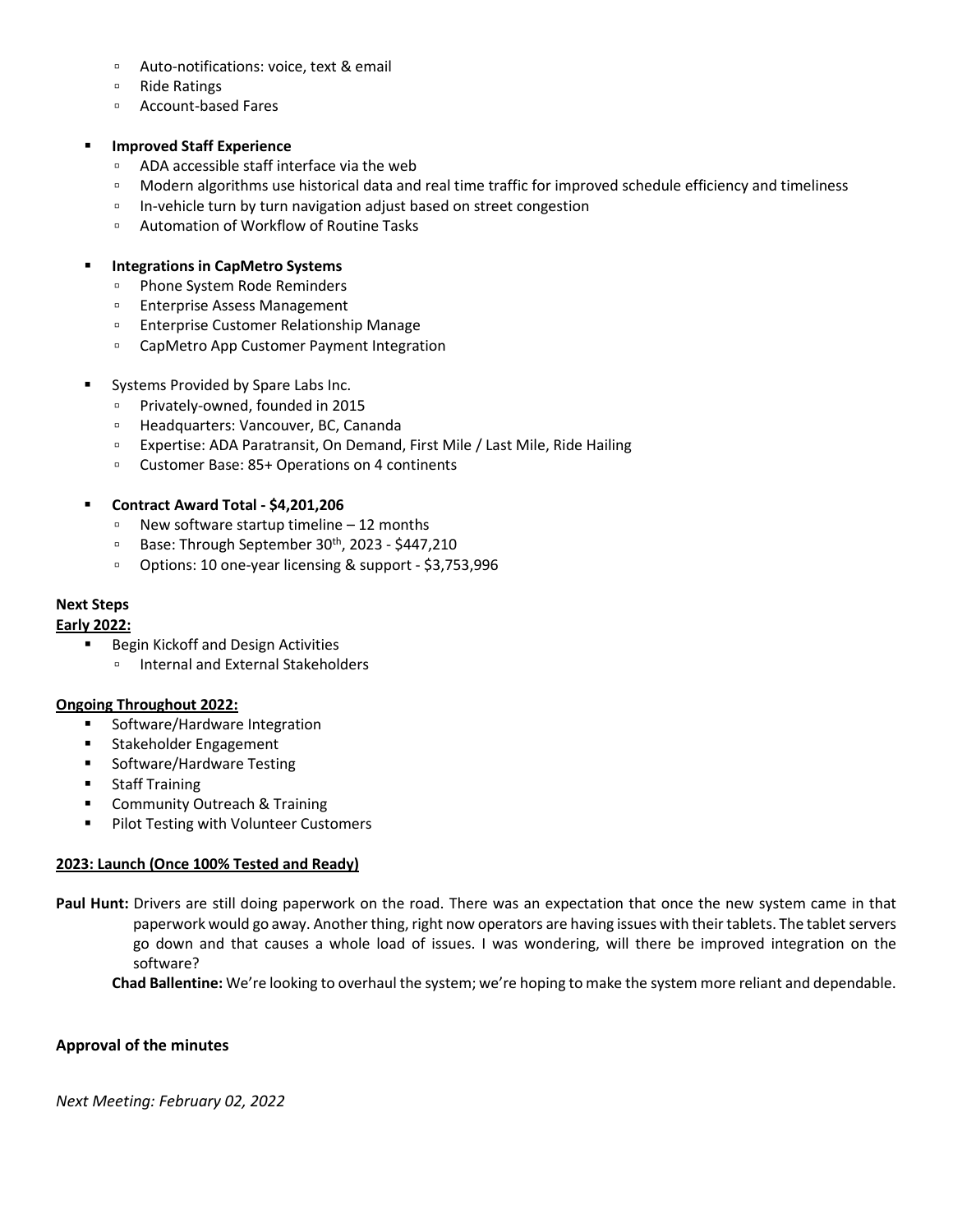- Auto-notifications: voice, text & email
  - Ride Ratings
  - Account-based Fares

- **Improved Staff Experience**
  - ADA accessible staff interface via the web
  - Modern algorithms use historical data and real time traffic for improved schedule efficiency and timeliness
  - In-vehicle turn by turn navigation adjust based on street congestion
  - Automation of Workflow of Routine Tasks

- **Integrations in CapMetro Systems**
  - Phone System Rode Reminders
  - Enterprise Assess Management
  - Enterprise Customer Relationship Manage
  - CapMetro App Customer Payment Integration

- Systems Provided by Spare Labs Inc.
  - Privately-owned, founded in 2015
  - Headquarters: Vancouver, BC, Cananda
  - Expertise: ADA Paratransit, On Demand, First Mile / Last Mile, Ride Hailing
  - Customer Base: 85+ Operations on 4 continents

- **Contract Award Total - $4,201,206**
  - New software startup timeline – 12 months
  - Base: Through September 30th, 2023 - $447,210
  - Options: 10 one-year licensing & support - $3,753,996

**Next Steps**

**Early 2022:**

- Begin Kickoff and Design Activities
  - Internal and External Stakeholders

**Ongoing Throughout 2022:**

- Software/Hardware Integration
- Stakeholder Engagement
- Software/Hardware Testing
- Staff Training
- Community Outreach & Training
- Pilot Testing with Volunteer Customers

**2023: Launch (Once 100% Tested and Ready)**

**Paul Hunt:** Drivers are still doing paperwork on the road. There was an expectation that once the new system came in that paperwork would go away. Another thing, right now operators are having issues with their tablets. The tablet servers go down and that causes a whole load of issues. I was wondering, will there be improved integration on the software?

**Chad Ballentine:** We're looking to overhaul the system; we're hoping to make the system more reliant and dependable.

**Approval of the minutes**

*Next Meeting: February 02, 2022*